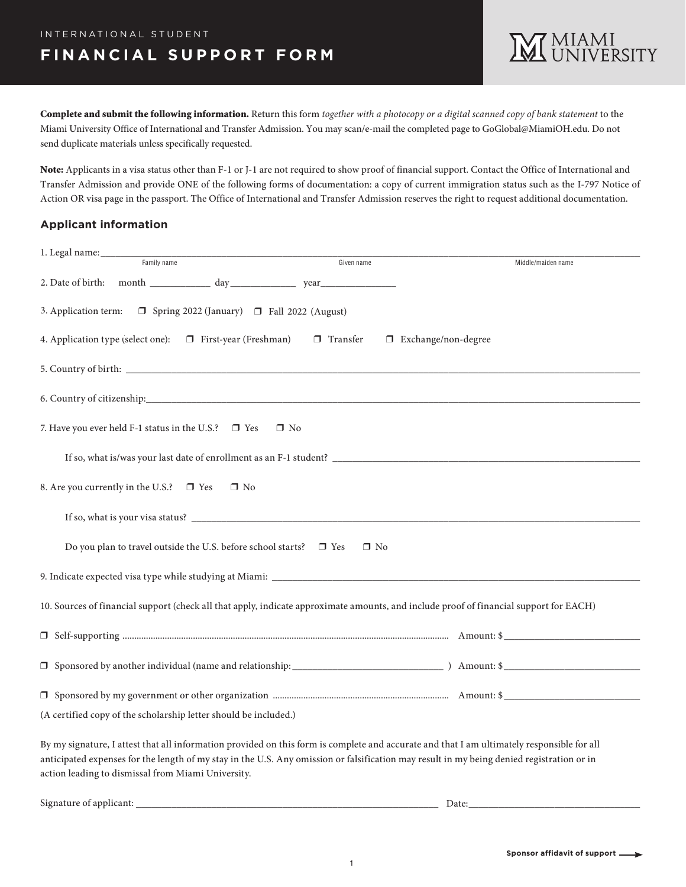INTERNATIONAL STUDENT

# FINANCIAL SUPPORT FORM

MIAMI UNIVERSITY

**Complete and submit the following information.** Return this form *together with a photocopy or a digital scanned copy of bank statement* to the Miami University Office of International and Transfer Admission. You may scan/e-mail the completed page to GoGlobal@MiamiOH.edu. Do not send duplicate materials unless specifically requested.

**Note:** Applicants in a visa status other than F-1 or J-1 are not required to show proof of financial support. Contact the Office of International and Transfer Admission and provide ONE of the following forms of documentation: a copy of current immigration status such as the I-797 Notice of Action OR visa page in the passport. The Office of International and Transfer Admission reserves the right to request additional documentation.

## Applicant information

1. Legal name: ______________________________________________
   Family name | Given name | Middle/maiden name

2. Date of birth: month ___________ day ___________ year ___________

3. Application term: ❐ Spring 2022 (January) ❐ Fall 2022 (August)

4. Application type (select one): ❐ First-year (Freshman) ❐ Transfer ❐ Exchange/non-degree

5. Country of birth: ______________________________________________

6. Country of citizenship: ______________________________________________

7. Have you ever held F-1 status in the U.S.? ❐ Yes ❐ No

   If so, what is/was your last date of enrollment as an F-1 student? ______________________________

8. Are you currently in the U.S.? ❐ Yes ❐ No

   If so, what is your visa status? ______________________________

   Do you plan to travel outside the U.S. before school starts? ❐ Yes ❐ No

9. Indicate expected visa type while studying at Miami: ______________________________

10. Sources of financial support (check all that apply, indicate approximate amounts, and include proof of financial support for EACH)

❐ Self-supporting .......................................................... Amount: $______________

❐ Sponsored by another individual (name and relationship: ______________________ ) Amount: $______________

❐ Sponsored by my government or other organization .......................................... Amount: $______________

(A certified copy of the scholarship letter should be included.)

By my signature, I attest that all information provided on this form is complete and accurate and that I am ultimately responsible for all anticipated expenses for the length of my stay in the U.S. Any omission or falsification may result in my being denied registration or in action leading to dismissal from Miami University.

Signature of applicant: ______________________________ Date: ______________________

**Sponsor affidavit of support** →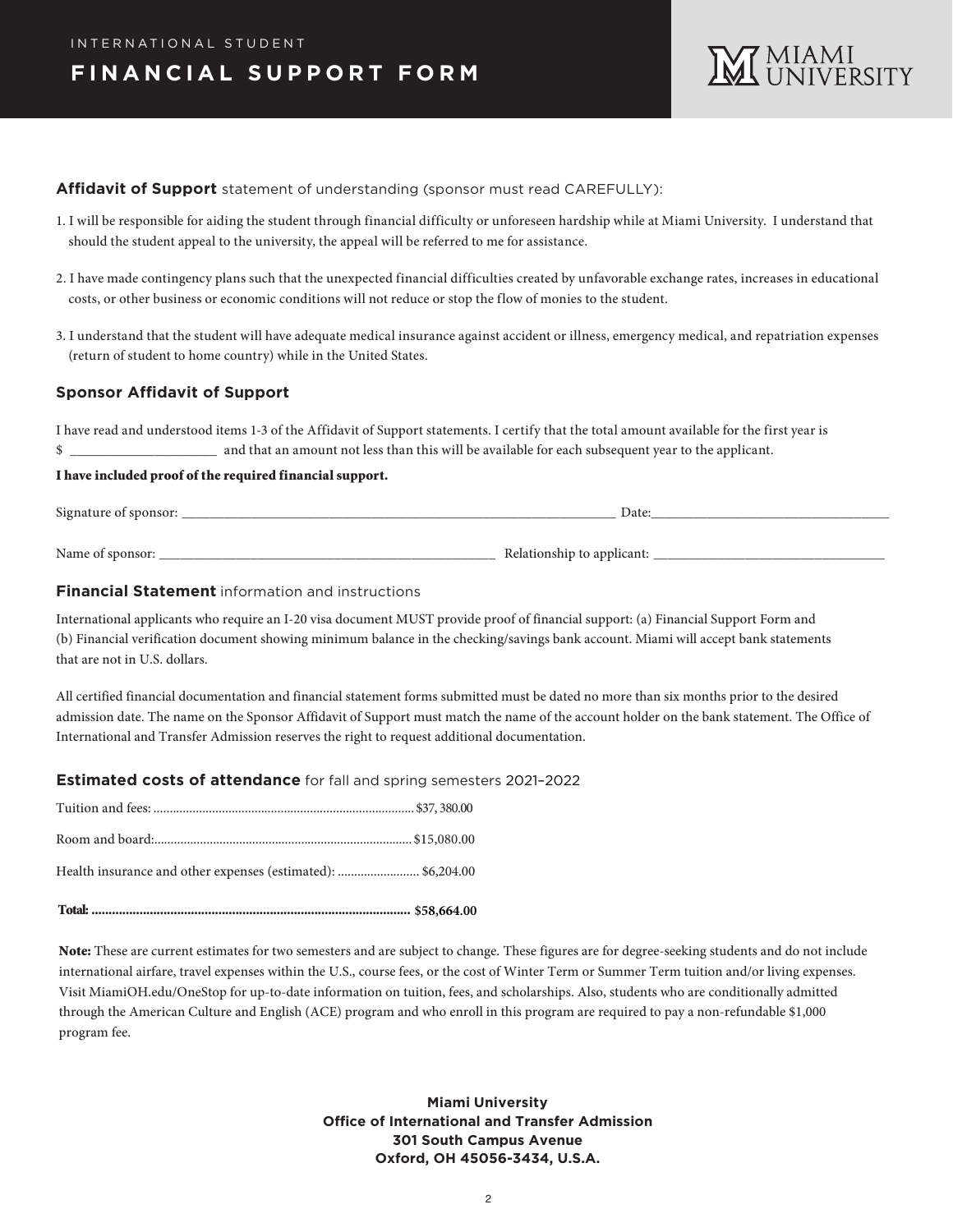INTERNATIONAL STUDENT

# FINANCIAL SUPPORT FORM

MIAMI UNIVERSITY

**Affidavit of Support** statement of understanding (sponsor must read CAREFULLY):

1. I will be responsible for aiding the student through financial difficulty or unforeseen hardship while at Miami University. I understand that should the student appeal to the university, the appeal will be referred to me for assistance.

2. I have made contingency plans such that the unexpected financial difficulties created by unfavorable exchange rates, increases in educational costs, or other business or economic conditions will not reduce or stop the flow of monies to the student.

3. I understand that the student will have adequate medical insurance against accident or illness, emergency medical, and repatriation expenses (return of student to home country) while in the United States.

## Sponsor Affidavit of Support

I have read and understood items 1-3 of the Affidavit of Support statements. I certify that the total amount available for the first year is $ ____________________ and that an amount not less than this will be available for each subsequent year to the applicant.

**I have included proof of the required financial support.**

Signature of sponsor: ____________________________________________ Date: ______________________

Name of sponsor: ________________________________ Relationship to applicant: ______________________

## Financial Statement information and instructions

International applicants who require an I-20 visa document MUST provide proof of financial support: (a) Financial Support Form and (b) Financial verification document showing minimum balance in the checking/savings bank account. Miami will accept bank statements that are not in U.S. dollars.

All certified financial documentation and financial statement forms submitted must be dated no more than six months prior to the desired admission date. The name on the Sponsor Affidavit of Support must match the name of the account holder on the bank statement. The Office of International and Transfer Admission reserves the right to request additional documentation.

## Estimated costs of attendance for fall and spring semesters 2021–2022

Tuition and fees: ........................................ $37, 380.00

Room and board: ........................................ $15,080.00

Health insurance and other expenses (estimated): ........................ $6,204.00

**Total: ........................................ $58,664.00**

**Note:** These are current estimates for two semesters and are subject to change. These figures are for degree-seeking students and do not include international airfare, travel expenses within the U.S., course fees, or the cost of Winter Term or Summer Term tuition and/or living expenses. Visit MiamiOH.edu/OneStop for up-to-date information on tuition, fees, and scholarships. Also, students who are conditionally admitted through the American Culture and English (ACE) program and who enroll in this program are required to pay a non-refundable $1,000 program fee.

**Miami University**
**Office of International and Transfer Admission**
**301 South Campus Avenue**
**Oxford, OH 45056-3434, U.S.A.**